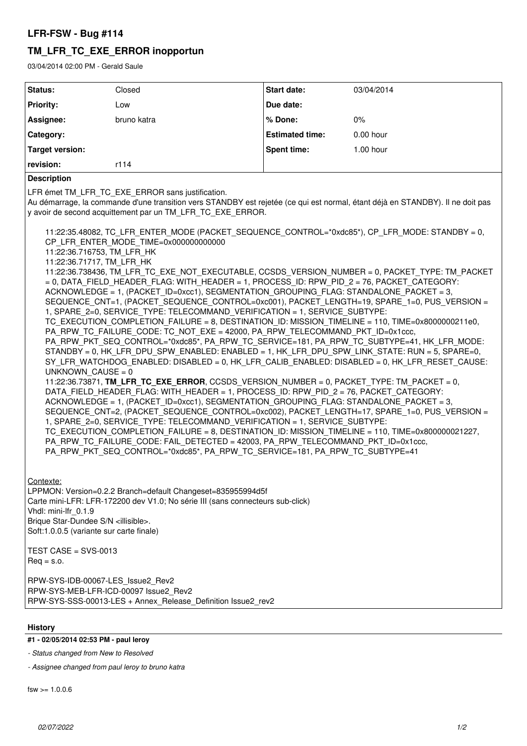# LFR-FSW - Bug #114

## TM_LFR_TC_EXE_ERROR inopportun

03/04/2014 02:00 PM - Gerald Saule

| Status: | Closed | Start date: | 03/04/2014 |
|---|---|---|---|
| Priority: | Low | Due date: | |
| Assignee: | bruno katra | % Done: | 0% |
| Category: | | Estimated time: | 0.00 hour |
| Target version: | | Spent time: | 1.00 hour |
| revision: | r114 | | |

**Description**

LFR émet TM_LFR_TC_EXE_ERROR sans justification.
Au démarrage, la commande d'une transition vers STANDBY est rejetée (ce qui est normal, étant déjà en STANDBY). Il ne doit pas y avoir de second acquittement par un TM_LFR_TC_EXE_ERROR.

> 11:22:35.48082, TC_LFR_ENTER_MODE (PACKET_SEQUENCE_CONTROL=*0xdc85*), CP_LFR_MODE: STANDBY = 0, CP_LFR_ENTER_MODE_TIME=0x000000000000
> 11:22:36.716753, TM_LFR_HK
> 11:22:36.71717, TM_LFR_HK
> 11:22:36.738436, TM_LFR_TC_EXE_NOT_EXECUTABLE, CCSDS_VERSION_NUMBER = 0, PACKET_TYPE: TM_PACKET = 0, DATA_FIELD_HEADER_FLAG: WITH_HEADER = 1, PROCESS_ID: RPW_PID_2 = 76, PACKET_CATEGORY: ACKNOWLEDGE = 1, (PACKET_ID=0xcc1), SEGMENTATION_GROUPING_FLAG: STANDALONE_PACKET = 3, SEQUENCE_CNT=1, (PACKET_SEQUENCE_CONTROL=0xc001), PACKET_LENGTH=19, SPARE_1=0, PUS_VERSION = 1, SPARE_2=0, SERVICE_TYPE: TELECOMMAND_VERIFICATION = 1, SERVICE_SUBTYPE: TC_EXECUTION_COMPLETION_FAILURE = 8, DESTINATION_ID: MISSION_TIMELINE = 110, TIME=0x8000000211e0, PA_RPW_TC_FAILURE_CODE: TC_NOT_EXE = 42000, PA_RPW_TELECOMMAND_PKT_ID=0x1ccc, PA_RPW_PKT_SEQ_CONTROL=*0xdc85*, PA_RPW_TC_SERVICE=181, PA_RPW_TC_SUBTYPE=41, HK_LFR_MODE: STANDBY = 0, HK_LFR_DPU_SPW_ENABLED: ENABLED = 1, HK_LFR_DPU_SPW_LINK_STATE: RUN = 5, SPARE=0, SY_LFR_WATCHDOG_ENABLED: DISABLED = 0, HK_LFR_CALIB_ENABLED: DISABLED = 0, HK_LFR_RESET_CAUSE: UNKNOWN_CAUSE = 0
> 11:22:36.73871, **TM_LFR_TC_EXE_ERROR**, CCSDS_VERSION_NUMBER = 0, PACKET_TYPE: TM_PACKET = 0, DATA_FIELD_HEADER_FLAG: WITH_HEADER = 1, PROCESS_ID: RPW_PID_2 = 76, PACKET_CATEGORY: ACKNOWLEDGE = 1, (PACKET_ID=0xcc1), SEGMENTATION_GROUPING_FLAG: STANDALONE_PACKET = 3, SEQUENCE_CNT=2, (PACKET_SEQUENCE_CONTROL=0xc002), PACKET_LENGTH=17, SPARE_1=0, PUS_VERSION = 1, SPARE_2=0, SERVICE_TYPE: TELECOMMAND_VERIFICATION = 1, SERVICE_SUBTYPE: TC_EXECUTION_COMPLETION_FAILURE = 8, DESTINATION_ID: MISSION_TIMELINE = 110, TIME=0x800000021227, PA_RPW_TC_FAILURE_CODE: FAIL_DETECTED = 42003, PA_RPW_TELECOMMAND_PKT_ID=0x1ccc, PA_RPW_PKT_SEQ_CONTROL=*0xdc85*, PA_RPW_TC_SERVICE=181, PA_RPW_TC_SUBTYPE=41

Contexte:
LPPMON: Version=0.2.2 Branch=default Changeset=835955994d5f
Carte mini-LFR: LFR-172200 dev V1.0; No série III (sans connecteurs sub-click)
Vhdl: mini-lfr_0.1.9
Brique Star-Dundee S/N <illisible>.
Soft:1.0.0.5 (variante sur carte finale)

TEST CASE = SVS-0013
Req = s.o.

RPW-SYS-IDB-00067-LES_Issue2_Rev2
RPW-SYS-MEB-LFR-ICD-00097 Issue2_Rev2
RPW-SYS-SSS-00013-LES + Annex_Release_Definition Issue2_rev2

## History

**#1 - 02/05/2014 02:53 PM - paul leroy**

*- Status changed from New to Resolved*

*- Assignee changed from paul leroy to bruno katra*

fsw >= 1.0.0.6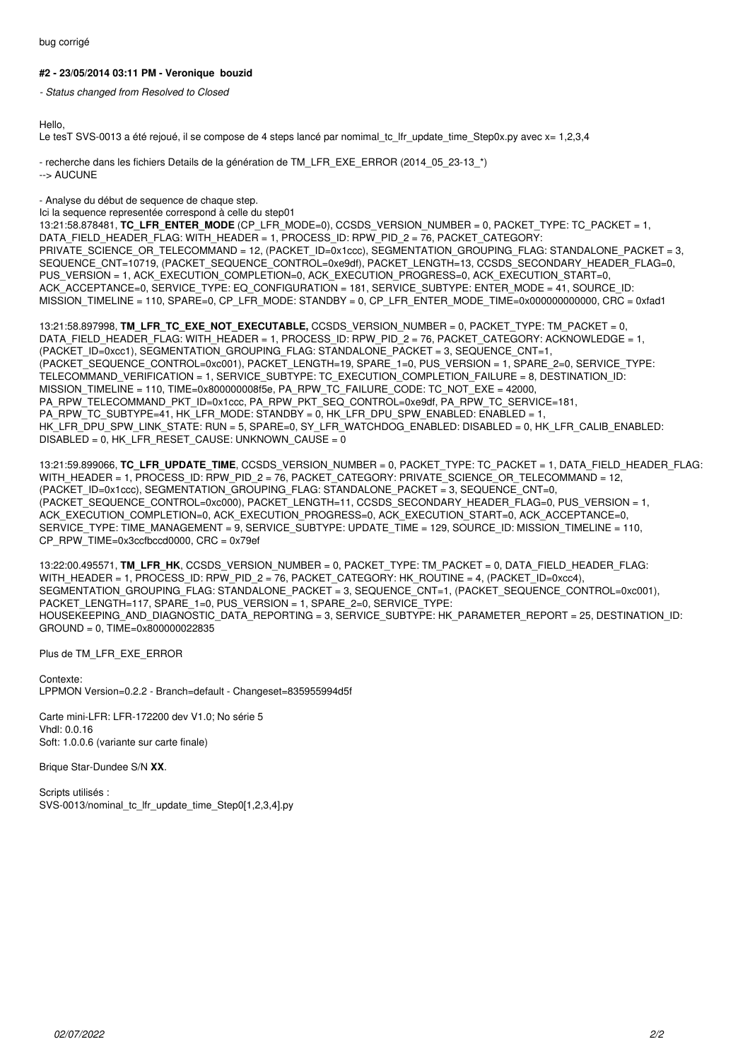bug corrigé

#### #2 - 23/05/2014 03:11 PM - Veronique bouzid

*- Status changed from Resolved to Closed*

Hello,
Le tesT SVS-0013 a été rejoué, il se compose de 4 steps lancé par nomimal_tc_lfr_update_time_Step0x.py avec x= 1,2,3,4

- recherche dans les fichiers Details de la génération de TM_LFR_EXE_ERROR (2014_05_23-13_*)
--> AUCUNE

- Analyse du début de sequence de chaque step.
Ici la sequence representée correspond à celle du step01
13:21:58.878481, **TC_LFR_ENTER_MODE** (CP_LFR_MODE=0), CCSDS_VERSION_NUMBER = 0, PACKET_TYPE: TC_PACKET = 1, DATA_FIELD_HEADER_FLAG: WITH_HEADER = 1, PROCESS_ID: RPW_PID_2 = 76, PACKET_CATEGORY: PRIVATE_SCIENCE_OR_TELECOMMAND = 12, (PACKET_ID=0x1ccc), SEGMENTATION_GROUPING_FLAG: STANDALONE_PACKET = 3, SEQUENCE_CNT=10719, (PACKET_SEQUENCE_CONTROL=0xe9df), PACKET_LENGTH=13, CCSDS_SECONDARY_HEADER_FLAG=0, PUS_VERSION = 1, ACK_EXECUTION_COMPLETION=0, ACK_EXECUTION_PROGRESS=0, ACK_EXECUTION_START=0, ACK_ACCEPTANCE=0, SERVICE_TYPE: EQ_CONFIGURATION = 181, SERVICE_SUBTYPE: ENTER_MODE = 41, SOURCE_ID: MISSION_TIMELINE = 110, SPARE=0, CP_LFR_MODE: STANDBY = 0, CP_LFR_ENTER_MODE_TIME=0x000000000000, CRC = 0xfad1

13:21:58.897998, **TM_LFR_TC_EXE_NOT_EXECUTABLE,** CCSDS_VERSION_NUMBER = 0, PACKET_TYPE: TM_PACKET = 0, DATA_FIELD_HEADER_FLAG: WITH_HEADER = 1, PROCESS_ID: RPW_PID_2 = 76, PACKET_CATEGORY: ACKNOWLEDGE = 1, (PACKET_ID=0xcc1), SEGMENTATION_GROUPING_FLAG: STANDALONE_PACKET = 3, SEQUENCE_CNT=1, (PACKET_SEQUENCE_CONTROL=0xc001), PACKET_LENGTH=19, SPARE_1=0, PUS_VERSION = 1, SPARE_2=0, SERVICE_TYPE: TELECOMMAND_VERIFICATION = 1, SERVICE_SUBTYPE: TC_EXECUTION_COMPLETION_FAILURE = 8, DESTINATION_ID: MISSION_TIMELINE = 110, TIME=0x800000008f5e, PA_RPW_TC_FAILURE_CODE: TC_NOT_EXE = 42000, PA_RPW_TELECOMMAND_PKT_ID=0x1ccc, PA_RPW_PKT_SEQ_CONTROL=0xe9df, PA_RPW_TC_SERVICE=181, PA_RPW_TC_SUBTYPE=41, HK_LFR_MODE: STANDBY = 0, HK_LFR_DPU_SPW_ENABLED: ENABLED = 1, HK_LFR_DPU_SPW_LINK_STATE: RUN = 5, SPARE=0, SY_LFR_WATCHDOG_ENABLED: DISABLED = 0, HK_LFR_CALIB_ENABLED: DISABLED = 0, HK_LFR_RESET_CAUSE: UNKNOWN_CAUSE = 0

13:21:59.899066, **TC_LFR_UPDATE_TIME**, CCSDS_VERSION_NUMBER = 0, PACKET_TYPE: TC_PACKET = 1, DATA_FIELD_HEADER_FLAG: WITH_HEADER = 1, PROCESS_ID: RPW_PID_2 = 76, PACKET_CATEGORY: PRIVATE_SCIENCE_OR_TELECOMMAND = 12, (PACKET_ID=0x1ccc), SEGMENTATION_GROUPING_FLAG: STANDALONE_PACKET = 3, SEQUENCE_CNT=0, (PACKET_SEQUENCE_CONTROL=0xc000), PACKET_LENGTH=11, CCSDS_SECONDARY_HEADER_FLAG=0, PUS_VERSION = 1, ACK_EXECUTION_COMPLETION=0, ACK_EXECUTION_PROGRESS=0, ACK_EXECUTION_START=0, ACK_ACCEPTANCE=0, SERVICE_TYPE: TIME_MANAGEMENT = 9, SERVICE_SUBTYPE: UPDATE_TIME = 129, SOURCE_ID: MISSION_TIMELINE = 110, CP_RPW_TIME=0x3ccfbccd0000, CRC = 0x79ef

13:22:00.495571, **TM_LFR_HK**, CCSDS_VERSION_NUMBER = 0, PACKET_TYPE: TM_PACKET = 0, DATA_FIELD_HEADER_FLAG: WITH_HEADER = 1, PROCESS_ID: RPW_PID_2 = 76, PACKET_CATEGORY: HK_ROUTINE = 4, (PACKET_ID=0xcc4), SEGMENTATION_GROUPING_FLAG: STANDALONE_PACKET = 3, SEQUENCE_CNT=1, (PACKET_SEQUENCE_CONTROL=0xc001), PACKET_LENGTH=117, SPARE_1=0, PUS_VERSION = 1, SPARE_2=0, SERVICE_TYPE: HOUSEKEEPING_AND_DIAGNOSTIC_DATA_REPORTING = 3, SERVICE_SUBTYPE: HK_PARAMETER_REPORT = 25, DESTINATION_ID: GROUND = 0, TIME=0x800000022835

Plus de TM_LFR_EXE_ERROR

Contexte:
LPPMON Version=0.2.2 - Branch=default - Changeset=835955994d5f

Carte mini-LFR: LFR-172200 dev V1.0; No série 5
Vhdl: 0.0.16
Soft: 1.0.0.6 (variante sur carte finale)

Brique Star-Dundee S/N **XX**.

Scripts utilisés :
SVS-0013/nominal_tc_lfr_update_time_Step0[1,2,3,4].py